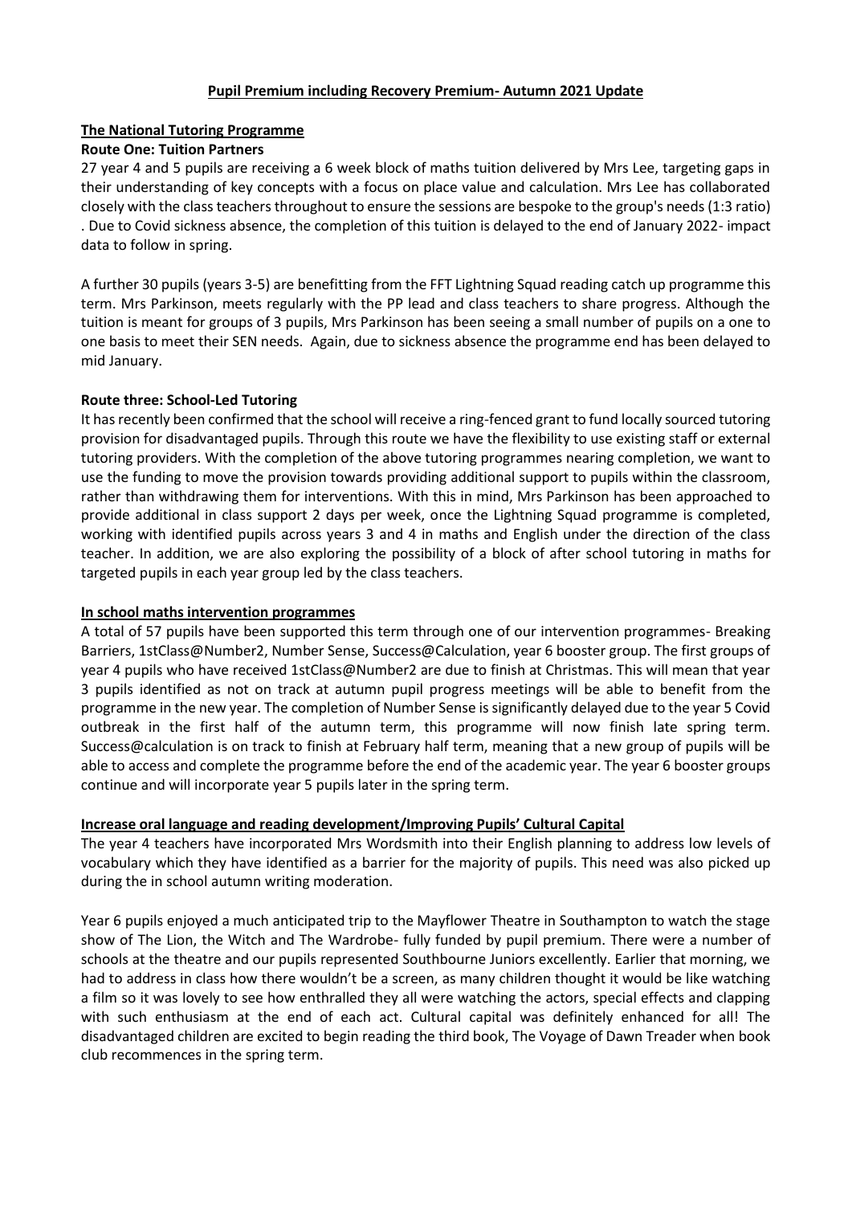# Pupil Premium including Recovery Premium- Autumn 2021 Update

## The National Tutoring Programme

### Route One: Tuition Partners

27 year 4 and 5 pupils are receiving a 6 week block of maths tuition delivered by Mrs Lee, targeting gaps in their understanding of key concepts with a focus on place value and calculation. Mrs Lee has collaborated closely with the class teachers throughout to ensure the sessions are bespoke to the group's needs (1:3 ratio) . Due to Covid sickness absence, the completion of this tuition is delayed to the end of January 2022- impact data to follow in spring.

A further 30 pupils (years 3-5) are benefitting from the FFT Lightning Squad reading catch up programme this term. Mrs Parkinson, meets regularly with the PP lead and class teachers to share progress. Although the tuition is meant for groups of 3 pupils, Mrs Parkinson has been seeing a small number of pupils on a one to one basis to meet their SEN needs. Again, due to sickness absence the programme end has been delayed to mid January.

### Route three: School-Led Tutoring

It has recently been confirmed that the school will receive a ring-fenced grant to fund locally sourced tutoring provision for disadvantaged pupils. Through this route we have the flexibility to use existing staff or external tutoring providers. With the completion of the above tutoring programmes nearing completion, we want to use the funding to move the provision towards providing additional support to pupils within the classroom, rather than withdrawing them for interventions. With this in mind, Mrs Parkinson has been approached to provide additional in class support 2 days per week, once the Lightning Squad programme is completed, working with identified pupils across years 3 and 4 in maths and English under the direction of the class teacher. In addition, we are also exploring the possibility of a block of after school tutoring in maths for targeted pupils in each year group led by the class teachers.

## In school maths intervention programmes

A total of 57 pupils have been supported this term through one of our intervention programmes- Breaking Barriers, 1stClass@Number2, Number Sense, Success@Calculation, year 6 booster group. The first groups of year 4 pupils who have received 1stClass@Number2 are due to finish at Christmas. This will mean that year 3 pupils identified as not on track at autumn pupil progress meetings will be able to benefit from the programme in the new year. The completion of Number Sense is significantly delayed due to the year 5 Covid outbreak in the first half of the autumn term, this programme will now finish late spring term. Success@calculation is on track to finish at February half term, meaning that a new group of pupils will be able to access and complete the programme before the end of the academic year. The year 6 booster groups continue and will incorporate year 5 pupils later in the spring term.

## Increase oral language and reading development/Improving Pupils' Cultural Capital

The year 4 teachers have incorporated Mrs Wordsmith into their English planning to address low levels of vocabulary which they have identified as a barrier for the majority of pupils. This need was also picked up during the in school autumn writing moderation.

Year 6 pupils enjoyed a much anticipated trip to the Mayflower Theatre in Southampton to watch the stage show of The Lion, the Witch and The Wardrobe- fully funded by pupil premium. There were a number of schools at the theatre and our pupils represented Southbourne Juniors excellently. Earlier that morning, we had to address in class how there wouldn't be a screen, as many children thought it would be like watching a film so it was lovely to see how enthralled they all were watching the actors, special effects and clapping with such enthusiasm at the end of each act. Cultural capital was definitely enhanced for all! The disadvantaged children are excited to begin reading the third book, The Voyage of Dawn Treader when book club recommences in the spring term.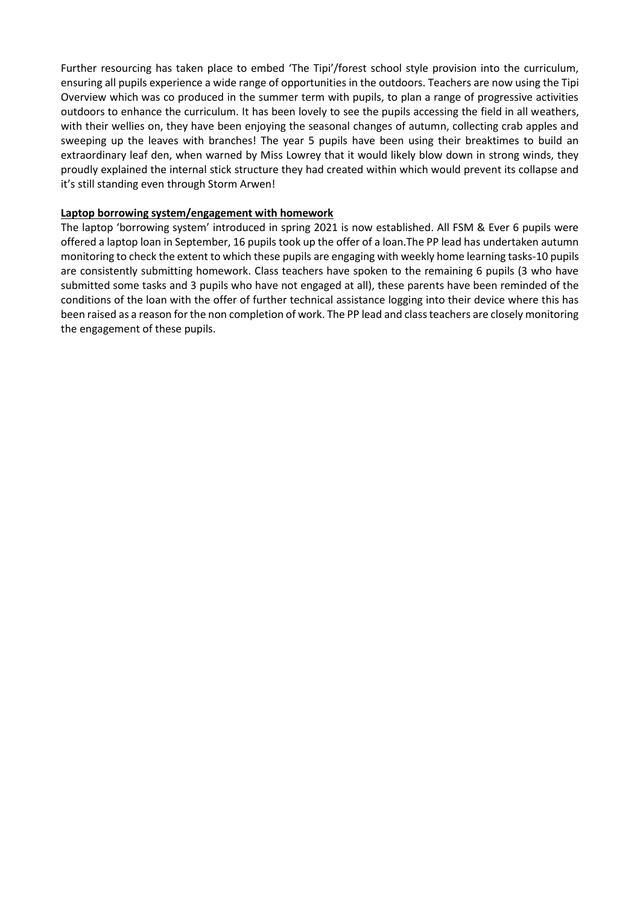Further resourcing has taken place to embed 'The Tipi'/forest school style provision into the curriculum, ensuring all pupils experience a wide range of opportunities in the outdoors. Teachers are now using the Tipi Overview which was co produced in the summer term with pupils, to plan a range of progressive activities outdoors to enhance the curriculum. It has been lovely to see the pupils accessing the field in all weathers, with their wellies on, they have been enjoying the seasonal changes of autumn, collecting crab apples and sweeping up the leaves with branches! The year 5 pupils have been using their breaktimes to build an extraordinary leaf den, when warned by Miss Lowrey that it would likely blow down in strong winds, they proudly explained the internal stick structure they had created within which would prevent its collapse and it's still standing even through Storm Arwen!

**Laptop borrowing system/engagement with homework**

The laptop 'borrowing system' introduced in spring 2021 is now established. All FSM & Ever 6 pupils were offered a laptop loan in September, 16 pupils took up the offer of a loan.The PP lead has undertaken autumn monitoring to check the extent to which these pupils are engaging with weekly home learning tasks-10 pupils are consistently submitting homework. Class teachers have spoken to the remaining 6 pupils (3 who have submitted some tasks and 3 pupils who have not engaged at all), these parents have been reminded of the conditions of the loan with the offer of further technical assistance logging into their device where this has been raised as a reason for the non completion of work. The PP lead and class teachers are closely monitoring the engagement of these pupils.